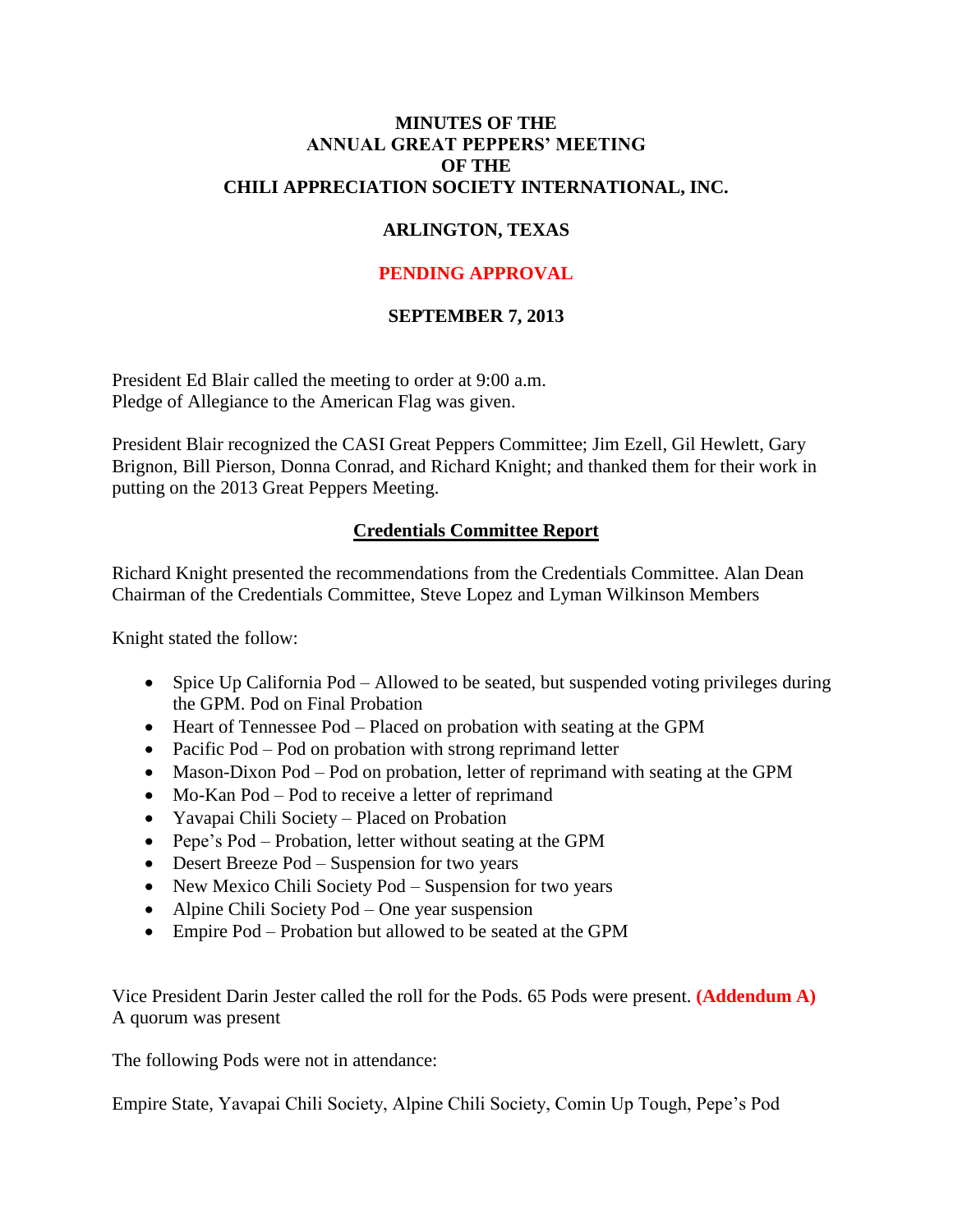**MINUTES OF THE**
**ANNUAL GREAT PEPPERS' MEETING**
**OF THE**
**CHILI APPRECIATION SOCIETY INTERNATIONAL, INC.**

**ARLINGTON, TEXAS**

**PENDING APPROVAL**

**SEPTEMBER 7, 2013**

President Ed Blair called the meeting to order at 9:00 a.m.
Pledge of Allegiance to the American Flag was given.

President Blair recognized the CASI Great Peppers Committee; Jim Ezell, Gil Hewlett, Gary Brignon, Bill Pierson, Donna Conrad, and Richard Knight; and thanked them for their work in putting on the 2013 Great Peppers Meeting.

**<u>Credentials Committee Report</u>**

Richard Knight presented the recommendations from the Credentials Committee. Alan Dean Chairman of the Credentials Committee, Steve Lopez and Lyman Wilkinson Members

Knight stated the follow:

- Spice Up California Pod – Allowed to be seated, but suspended voting privileges during the GPM. Pod on Final Probation
- Heart of Tennessee Pod – Placed on probation with seating at the GPM
- Pacific Pod – Pod on probation with strong reprimand letter
- Mason-Dixon Pod – Pod on probation, letter of reprimand with seating at the GPM
- Mo-Kan Pod – Pod to receive a letter of reprimand
- Yavapai Chili Society – Placed on Probation
- Pepe's Pod – Probation, letter without seating at the GPM
- Desert Breeze Pod – Suspension for two years
- New Mexico Chili Society Pod – Suspension for two years
- Alpine Chili Society Pod – One year suspension
- Empire Pod – Probation but allowed to be seated at the GPM

Vice President Darin Jester called the roll for the Pods. 65 Pods were present. **(Addendum A)**
A quorum was present

The following Pods were not in attendance:

Empire State, Yavapai Chili Society, Alpine Chili Society, Comin Up Tough, Pepe's Pod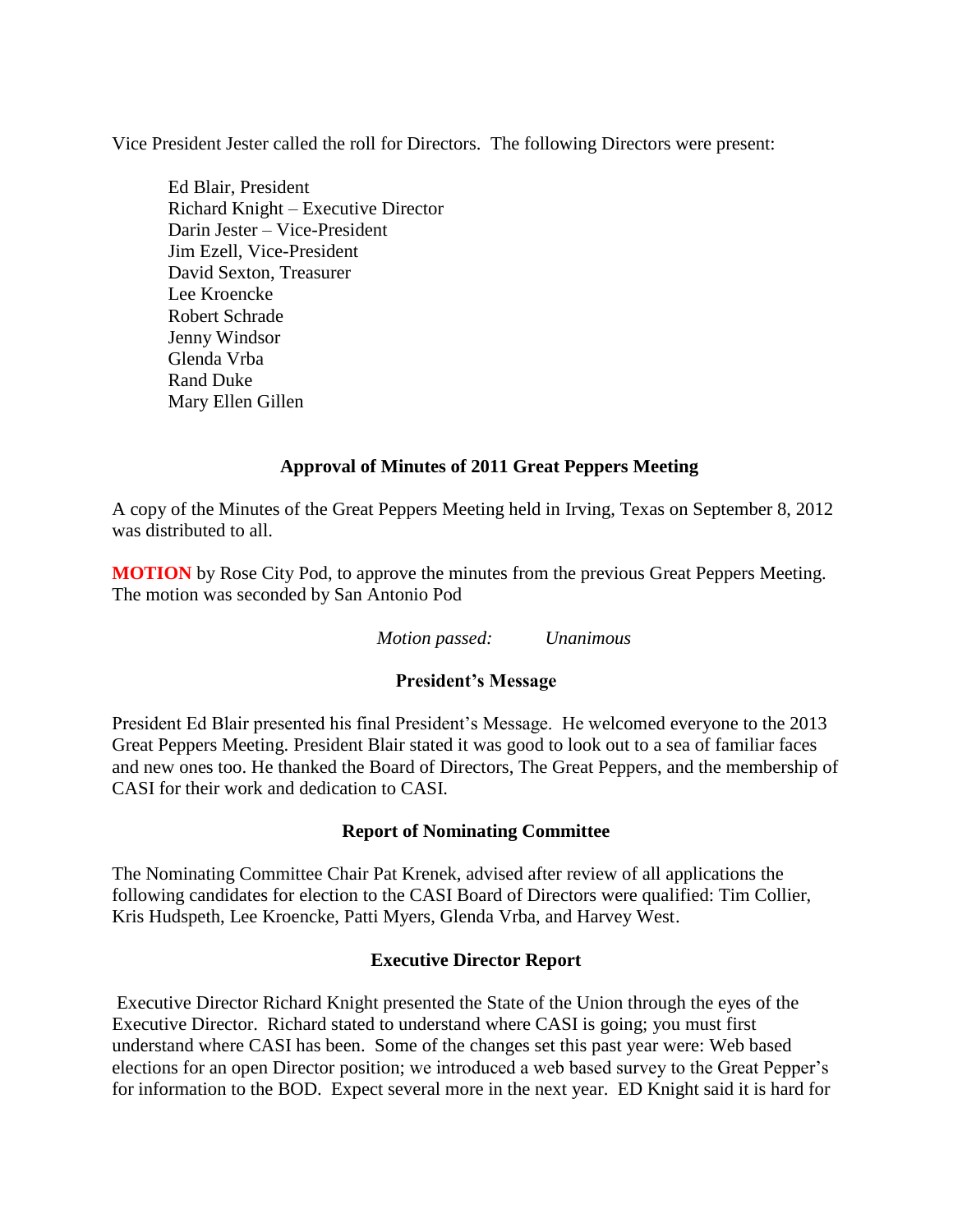Vice President Jester called the roll for Directors. The following Directors were present:

Ed Blair, President
Richard Knight – Executive Director
Darin Jester – Vice-President
Jim Ezell, Vice-President
David Sexton, Treasurer
Lee Kroencke
Robert Schrade
Jenny Windsor
Glenda Vrba
Rand Duke
Mary Ellen Gillen

### Approval of Minutes of 2011 Great Peppers Meeting

A copy of the Minutes of the Great Peppers Meeting held in Irving, Texas on September 8, 2012 was distributed to all.

**MOTION** by Rose City Pod, to approve the minutes from the previous Great Peppers Meeting. The motion was seconded by San Antonio Pod

*Motion passed: Unanimous*

### President's Message

President Ed Blair presented his final President's Message. He welcomed everyone to the 2013 Great Peppers Meeting. President Blair stated it was good to look out to a sea of familiar faces and new ones too. He thanked the Board of Directors, The Great Peppers, and the membership of CASI for their work and dedication to CASI.

### Report of Nominating Committee

The Nominating Committee Chair Pat Krenek, advised after review of all applications the following candidates for election to the CASI Board of Directors were qualified: Tim Collier, Kris Hudspeth, Lee Kroencke, Patti Myers, Glenda Vrba, and Harvey West.

### Executive Director Report

Executive Director Richard Knight presented the State of the Union through the eyes of the Executive Director. Richard stated to understand where CASI is going; you must first understand where CASI has been. Some of the changes set this past year were: Web based elections for an open Director position; we introduced a web based survey to the Great Pepper's for information to the BOD. Expect several more in the next year. ED Knight said it is hard for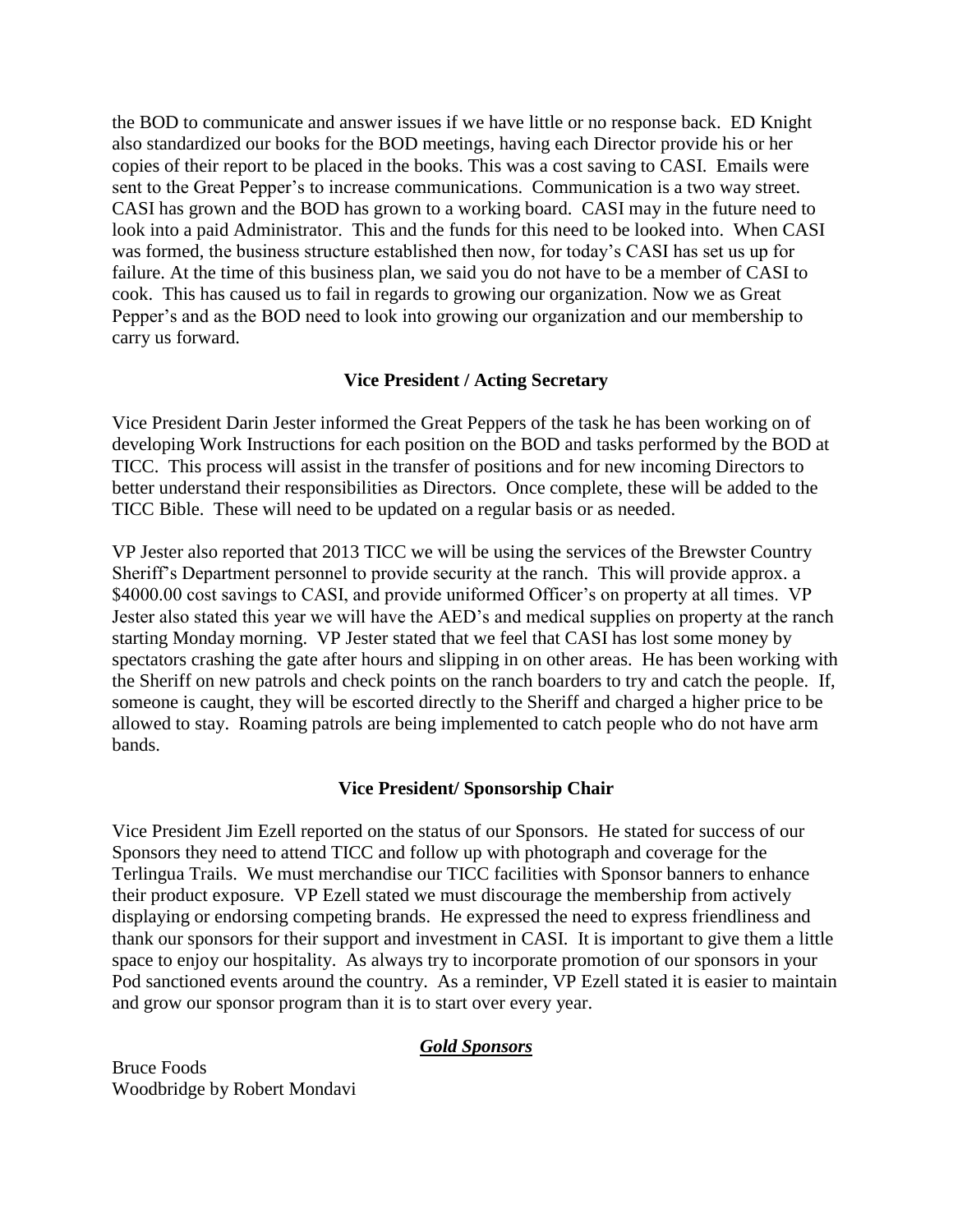the BOD to communicate and answer issues if we have little or no response back. ED Knight also standardized our books for the BOD meetings, having each Director provide his or her copies of their report to be placed in the books. This was a cost saving to CASI. Emails were sent to the Great Pepper's to increase communications. Communication is a two way street. CASI has grown and the BOD has grown to a working board. CASI may in the future need to look into a paid Administrator. This and the funds for this need to be looked into. When CASI was formed, the business structure established then now, for today's CASI has set us up for failure. At the time of this business plan, we said you do not have to be a member of CASI to cook. This has caused us to fail in regards to growing our organization. Now we as Great Pepper's and as the BOD need to look into growing our organization and our membership to carry us forward.

### Vice President / Acting Secretary

Vice President Darin Jester informed the Great Peppers of the task he has been working on of developing Work Instructions for each position on the BOD and tasks performed by the BOD at TICC. This process will assist in the transfer of positions and for new incoming Directors to better understand their responsibilities as Directors. Once complete, these will be added to the TICC Bible. These will need to be updated on a regular basis or as needed.

VP Jester also reported that 2013 TICC we will be using the services of the Brewster Country Sheriff's Department personnel to provide security at the ranch. This will provide approx. a $4000.00 cost savings to CASI, and provide uniformed Officer's on property at all times. VP Jester also stated this year we will have the AED's and medical supplies on property at the ranch starting Monday morning. VP Jester stated that we feel that CASI has lost some money by spectators crashing the gate after hours and slipping in on other areas. He has been working with the Sheriff on new patrols and check points on the ranch boarders to try and catch the people. If, someone is caught, they will be escorted directly to the Sheriff and charged a higher price to be allowed to stay. Roaming patrols are being implemented to catch people who do not have arm bands.

### Vice President/ Sponsorship Chair

Vice President Jim Ezell reported on the status of our Sponsors. He stated for success of our Sponsors they need to attend TICC and follow up with photograph and coverage for the Terlingua Trails. We must merchandise our TICC facilities with Sponsor banners to enhance their product exposure. VP Ezell stated we must discourage the membership from actively displaying or endorsing competing brands. He expressed the need to express friendliness and thank our sponsors for their support and investment in CASI. It is important to give them a little space to enjoy our hospitality. As always try to incorporate promotion of our sponsors in your Pod sanctioned events around the country. As a reminder, VP Ezell stated it is easier to maintain and grow our sponsor program than it is to start over every year.

***Gold Sponsors***

Bruce Foods
Woodbridge by Robert Mondavi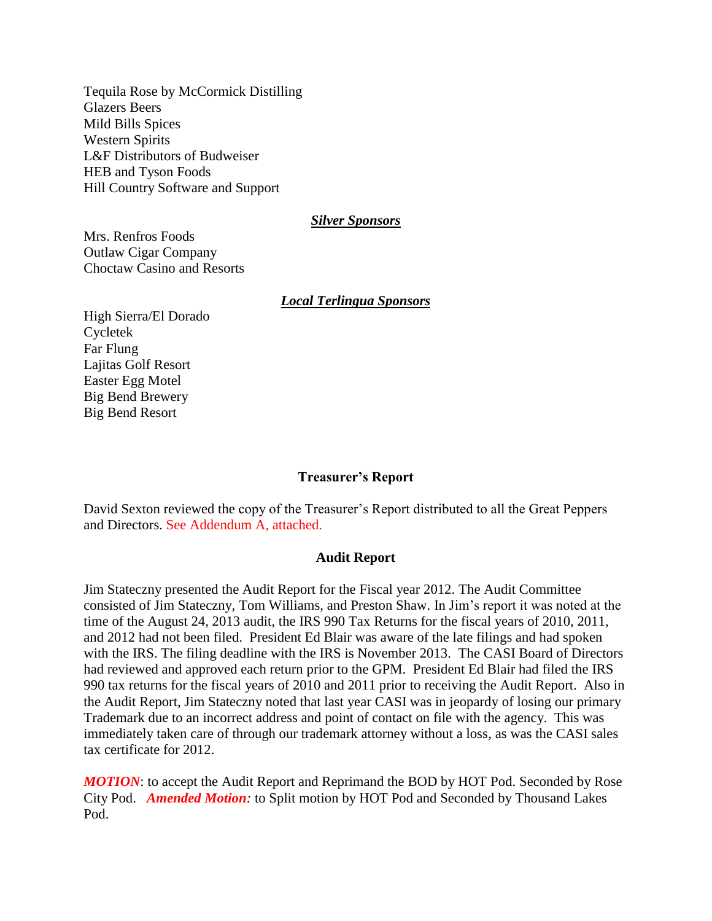Tequila Rose by McCormick Distilling
Glazers Beers
Mild Bills Spices
Western Spirits
L&F Distributors of Budweiser
HEB and Tyson Foods
Hill Country Software and Support

***Silver Sponsors***

Mrs. Renfros Foods
Outlaw Cigar Company
Choctaw Casino and Resorts

***Local Terlingua Sponsors***

High Sierra/El Dorado
Cycletek
Far Flung
Lajitas Golf Resort
Easter Egg Motel
Big Bend Brewery
Big Bend Resort

**Treasurer's Report**

David Sexton reviewed the copy of the Treasurer's Report distributed to all the Great Peppers and Directors. See Addendum A, attached.

**Audit Report**

Jim Stateczny presented the Audit Report for the Fiscal year 2012. The Audit Committee consisted of Jim Stateczny, Tom Williams, and Preston Shaw. In Jim's report it was noted at the time of the August 24, 2013 audit, the IRS 990 Tax Returns for the fiscal years of 2010, 2011, and 2012 had not been filed. President Ed Blair was aware of the late filings and had spoken with the IRS. The filing deadline with the IRS is November 2013. The CASI Board of Directors had reviewed and approved each return prior to the GPM. President Ed Blair had filed the IRS 990 tax returns for the fiscal years of 2010 and 2011 prior to receiving the Audit Report. Also in the Audit Report, Jim Stateczny noted that last year CASI was in jeopardy of losing our primary Trademark due to an incorrect address and point of contact on file with the agency. This was immediately taken care of through our trademark attorney without a loss, as was the CASI sales tax certificate for 2012.

***MOTION***: to accept the Audit Report and Reprimand the BOD by HOT Pod. Seconded by Rose City Pod. ***Amended Motion****:* to Split motion by HOT Pod and Seconded by Thousand Lakes Pod.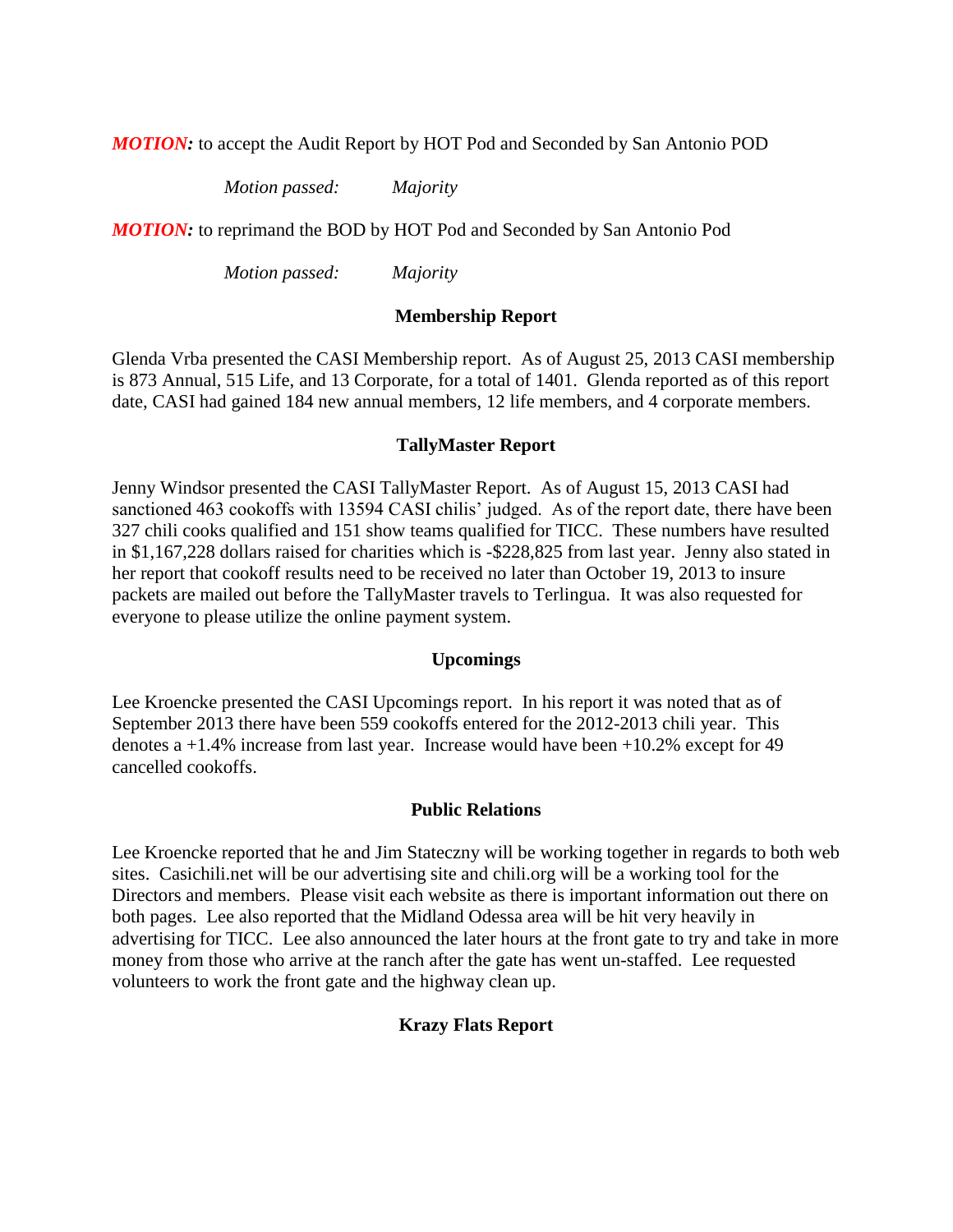***MOTION:*** to accept the Audit Report by HOT Pod and Seconded by San Antonio POD

*Motion passed: Majority*

***MOTION:*** to reprimand the BOD by HOT Pod and Seconded by San Antonio Pod

*Motion passed: Majority*

**Membership Report**

Glenda Vrba presented the CASI Membership report. As of August 25, 2013 CASI membership is 873 Annual, 515 Life, and 13 Corporate, for a total of 1401. Glenda reported as of this report date, CASI had gained 184 new annual members, 12 life members, and 4 corporate members.

**TallyMaster Report**

Jenny Windsor presented the CASI TallyMaster Report. As of August 15, 2013 CASI had sanctioned 463 cookoffs with 13594 CASI chilis' judged. As of the report date, there have been 327 chili cooks qualified and 151 show teams qualified for TICC. These numbers have resulted in $1,167,228 dollars raised for charities which is -$228,825 from last year. Jenny also stated in her report that cookoff results need to be received no later than October 19, 2013 to insure packets are mailed out before the TallyMaster travels to Terlingua. It was also requested for everyone to please utilize the online payment system.

**Upcomings**

Lee Kroencke presented the CASI Upcomings report. In his report it was noted that as of September 2013 there have been 559 cookoffs entered for the 2012-2013 chili year. This denotes a +1.4% increase from last year. Increase would have been +10.2% except for 49 cancelled cookoffs.

**Public Relations**

Lee Kroencke reported that he and Jim Stateczny will be working together in regards to both web sites. Casichili.net will be our advertising site and chili.org will be a working tool for the Directors and members. Please visit each website as there is important information out there on both pages. Lee also reported that the Midland Odessa area will be hit very heavily in advertising for TICC. Lee also announced the later hours at the front gate to try and take in more money from those who arrive at the ranch after the gate has went un-staffed. Lee requested volunteers to work the front gate and the highway clean up.

**Krazy Flats Report**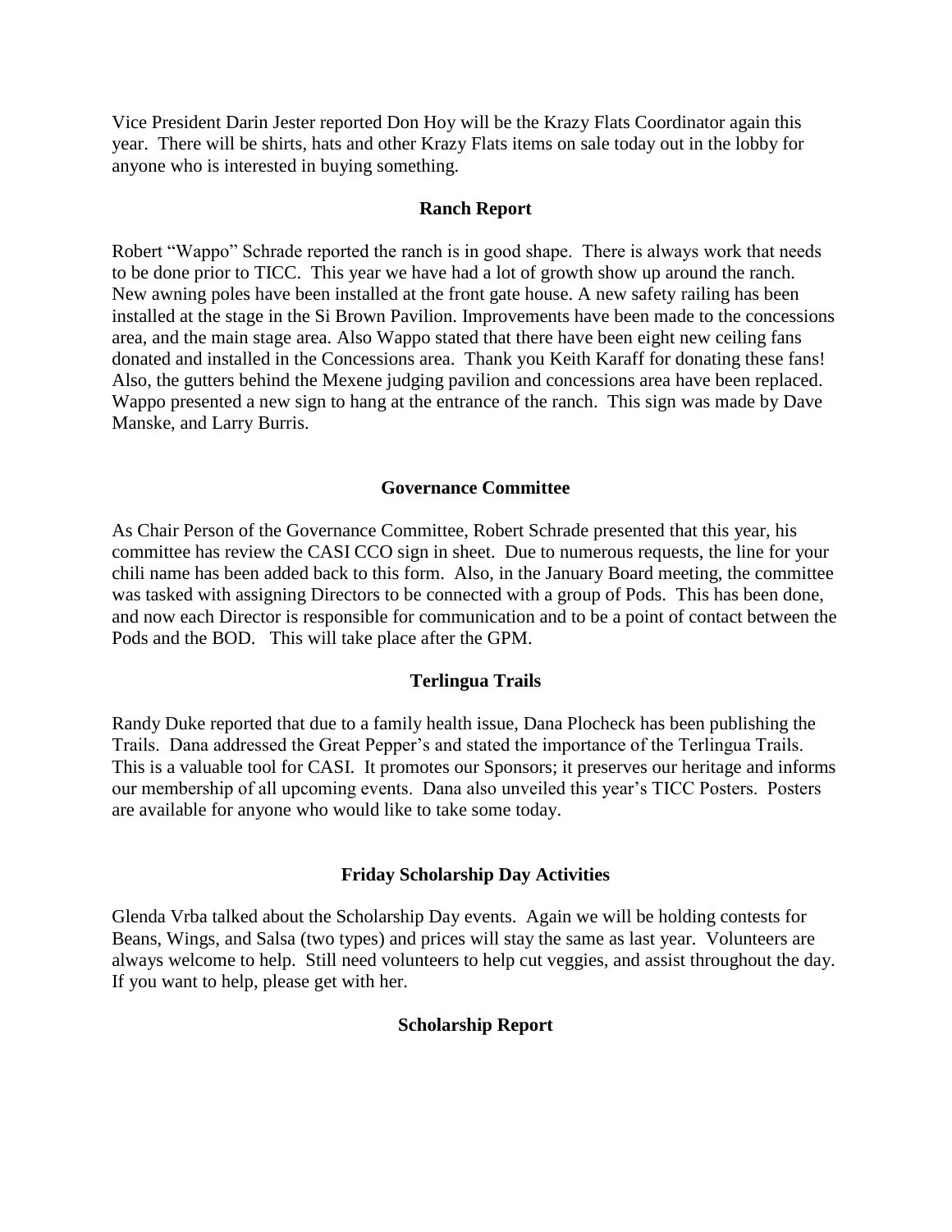Vice President Darin Jester reported Don Hoy will be the Krazy Flats Coordinator again this year. There will be shirts, hats and other Krazy Flats items on sale today out in the lobby for anyone who is interested in buying something.

### Ranch Report

Robert "Wappo" Schrade reported the ranch is in good shape. There is always work that needs to be done prior to TICC. This year we have had a lot of growth show up around the ranch. New awning poles have been installed at the front gate house. A new safety railing has been installed at the stage in the Si Brown Pavilion. Improvements have been made to the concessions area, and the main stage area. Also Wappo stated that there have been eight new ceiling fans donated and installed in the Concessions area. Thank you Keith Karaff for donating these fans! Also, the gutters behind the Mexene judging pavilion and concessions area have been replaced. Wappo presented a new sign to hang at the entrance of the ranch. This sign was made by Dave Manske, and Larry Burris.

### Governance Committee

As Chair Person of the Governance Committee, Robert Schrade presented that this year, his committee has review the CASI CCO sign in sheet. Due to numerous requests, the line for your chili name has been added back to this form. Also, in the January Board meeting, the committee was tasked with assigning Directors to be connected with a group of Pods. This has been done, and now each Director is responsible for communication and to be a point of contact between the Pods and the BOD. This will take place after the GPM.

### Terlingua Trails

Randy Duke reported that due to a family health issue, Dana Plocheck has been publishing the Trails. Dana addressed the Great Pepper's and stated the importance of the Terlingua Trails. This is a valuable tool for CASI. It promotes our Sponsors; it preserves our heritage and informs our membership of all upcoming events. Dana also unveiled this year's TICC Posters. Posters are available for anyone who would like to take some today.

### Friday Scholarship Day Activities

Glenda Vrba talked about the Scholarship Day events. Again we will be holding contests for Beans, Wings, and Salsa (two types) and prices will stay the same as last year. Volunteers are always welcome to help. Still need volunteers to help cut veggies, and assist throughout the day. If you want to help, please get with her.

### Scholarship Report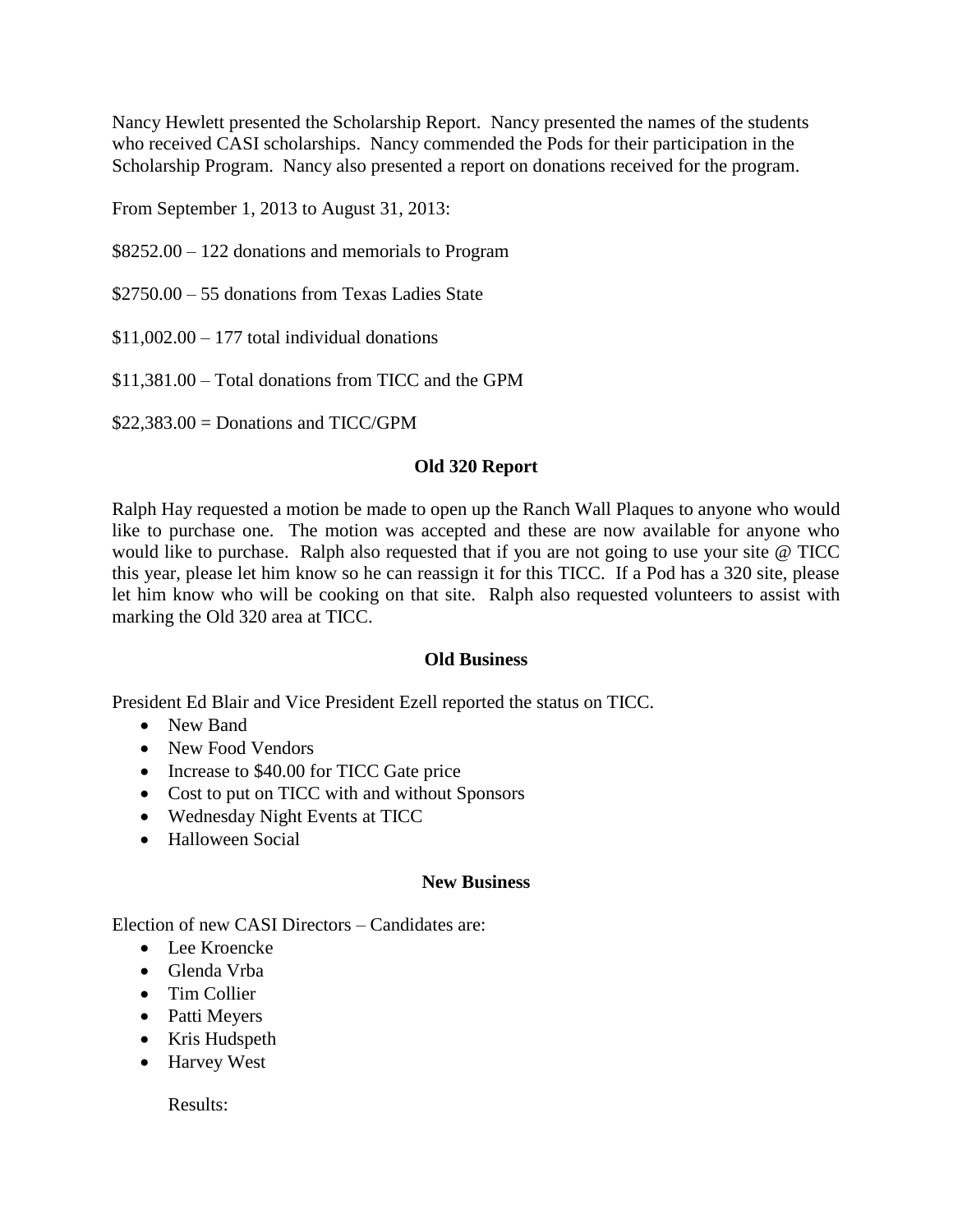Nancy Hewlett presented the Scholarship Report. Nancy presented the names of the students who received CASI scholarships. Nancy commended the Pods for their participation in the Scholarship Program. Nancy also presented a report on donations received for the program.

From September 1, 2013 to August 31, 2013:

$8252.00 – 122 donations and memorials to Program

$2750.00 – 55 donations from Texas Ladies State

$11,002.00 – 177 total individual donations

$11,381.00 – Total donations from TICC and the GPM

$22,383.00 = Donations and TICC/GPM

**Old 320 Report**

Ralph Hay requested a motion be made to open up the Ranch Wall Plaques to anyone who would like to purchase one. The motion was accepted and these are now available for anyone who would like to purchase. Ralph also requested that if you are not going to use your site @ TICC this year, please let him know so he can reassign it for this TICC. If a Pod has a 320 site, please let him know who will be cooking on that site. Ralph also requested volunteers to assist with marking the Old 320 area at TICC.

**Old Business**

President Ed Blair and Vice President Ezell reported the status on TICC.

- New Band
- New Food Vendors
- Increase to $40.00 for TICC Gate price
- Cost to put on TICC with and without Sponsors
- Wednesday Night Events at TICC
- Halloween Social

**New Business**

Election of new CASI Directors – Candidates are:

- Lee Kroencke
- Glenda Vrba
- Tim Collier
- Patti Meyers
- Kris Hudspeth
- Harvey West

Results: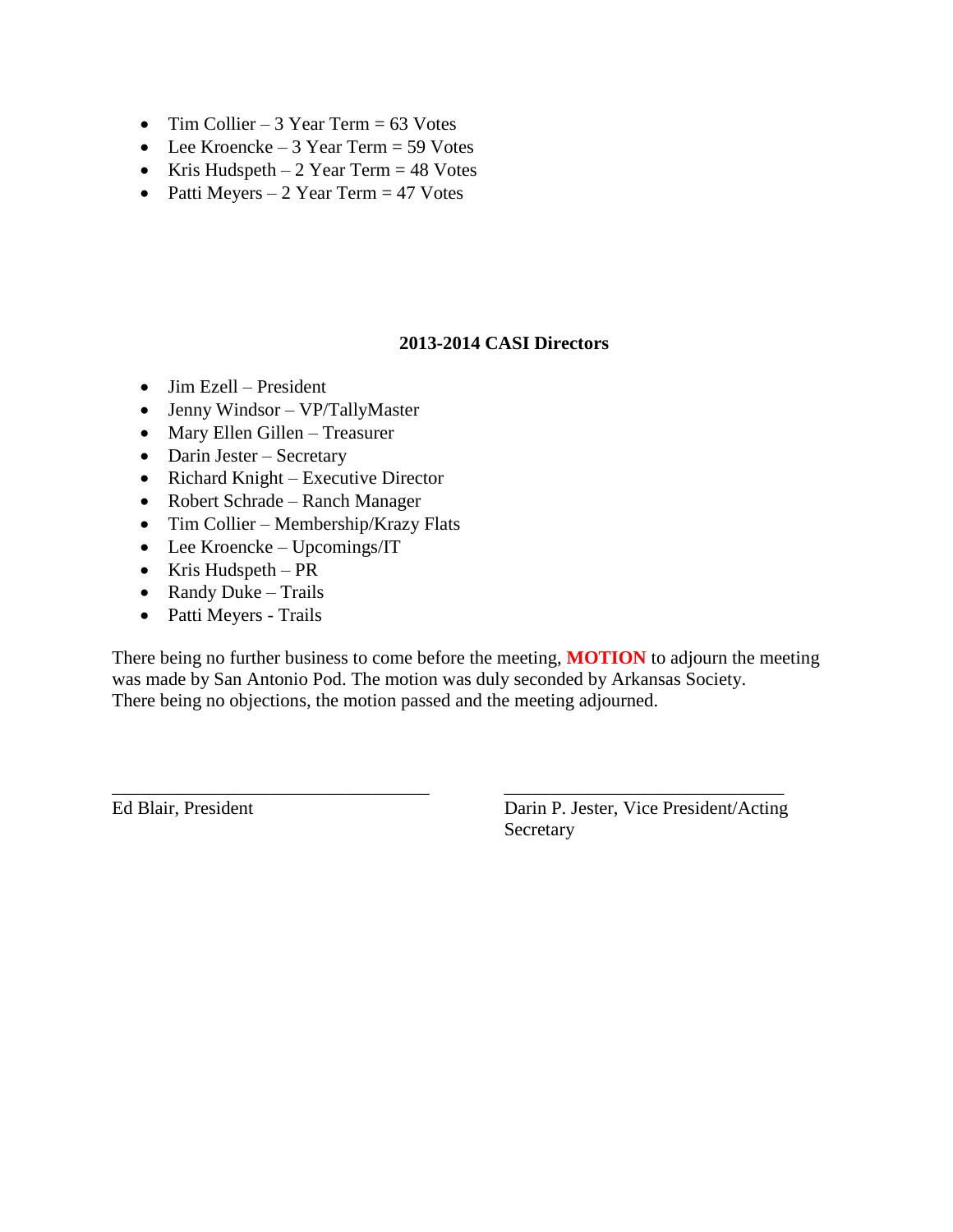- Tim Collier – 3 Year Term = 63 Votes
- Lee Kroencke – 3 Year Term = 59 Votes
- Kris Hudspeth – 2 Year Term = 48 Votes
- Patti Meyers – 2 Year Term = 47 Votes

**2013-2014 CASI Directors**

- Jim Ezell – President
- Jenny Windsor – VP/TallyMaster
- Mary Ellen Gillen – Treasurer
- Darin Jester – Secretary
- Richard Knight – Executive Director
- Robert Schrade – Ranch Manager
- Tim Collier – Membership/Krazy Flats
- Lee Kroencke – Upcomings/IT
- Kris Hudspeth – PR
- Randy Duke – Trails
- Patti Meyers - Trails

There being no further business to come before the meeting, **MOTION** to adjourn the meeting was made by San Antonio Pod. The motion was duly seconded by Arkansas Society. There being no objections, the motion passed and the meeting adjourned.

\_\_\_\_\_\_\_\_\_\_\_\_\_\_\_\_\_\_\_\_\_\_\_\_\_\_\_\_\_\_\_\_\_\_
Ed Blair, President

\_\_\_\_\_\_\_\_\_\_\_\_\_\_\_\_\_\_\_\_\_\_\_\_\_\_\_\_\_\_\_\_\_\_
Darin P. Jester, Vice President/Acting Secretary